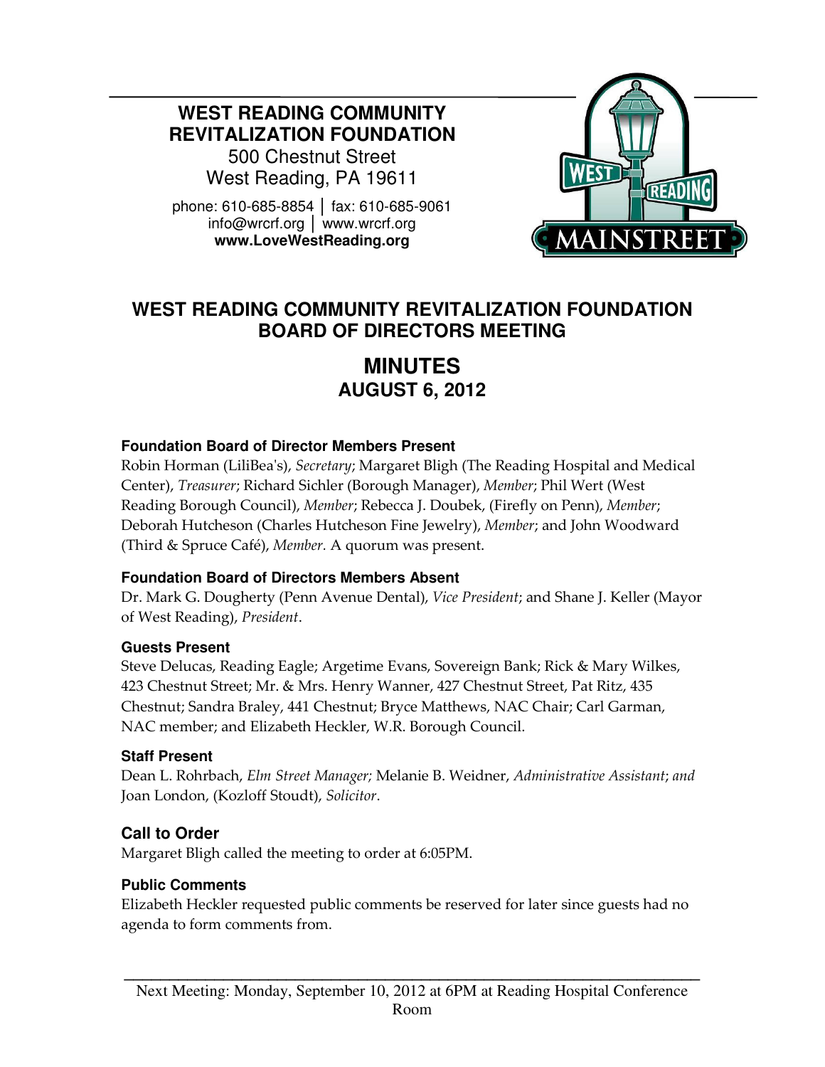**WEST READING COMMUNITY REVITALIZATION FOUNDATION**
500 Chestnut Street
West Reading, PA 19611

phone: 610-685-8854 │ fax: 610-685-9061
info@wrcrf.org │ www.wrcrf.org
**www.LoveWestReading.org**

# WEST READING COMMUNITY REVITALIZATION FOUNDATION BOARD OF DIRECTORS MEETING

## MINUTES
### AUGUST 6, 2012

#### Foundation Board of Director Members Present

Robin Horman (LiliBea's), *Secretary*; Margaret Bligh (The Reading Hospital and Medical Center), *Treasurer*; Richard Sichler (Borough Manager), *Member*; Phil Wert (West Reading Borough Council), *Member*; Rebecca J. Doubek, (Firefly on Penn), *Member*; Deborah Hutcheson (Charles Hutcheson Fine Jewelry), *Member*; and John Woodward (Third & Spruce Café), *Member.* A quorum was present.

#### Foundation Board of Directors Members Absent

Dr. Mark G. Dougherty (Penn Avenue Dental), *Vice President*; and Shane J. Keller (Mayor of West Reading), *President*.

#### Guests Present

Steve Delucas, Reading Eagle; Argetime Evans, Sovereign Bank; Rick & Mary Wilkes, 423 Chestnut Street; Mr. & Mrs. Henry Wanner, 427 Chestnut Street, Pat Ritz, 435 Chestnut; Sandra Braley, 441 Chestnut; Bryce Matthews, NAC Chair; Carl Garman, NAC member; and Elizabeth Heckler, W.R. Borough Council.

#### Staff Present

Dean L. Rohrbach, *Elm Street Manager;* Melanie B. Weidner, *Administrative Assistant*; *and* Joan London, (Kozloff Stoudt), *Solicitor*.

### Call to Order

Margaret Bligh called the meeting to order at 6:05PM.

#### Public Comments

Elizabeth Heckler requested public comments be reserved for later since guests had no agenda to form comments from.

Next Meeting: Monday, September 10, 2012 at 6PM at Reading Hospital Conference Room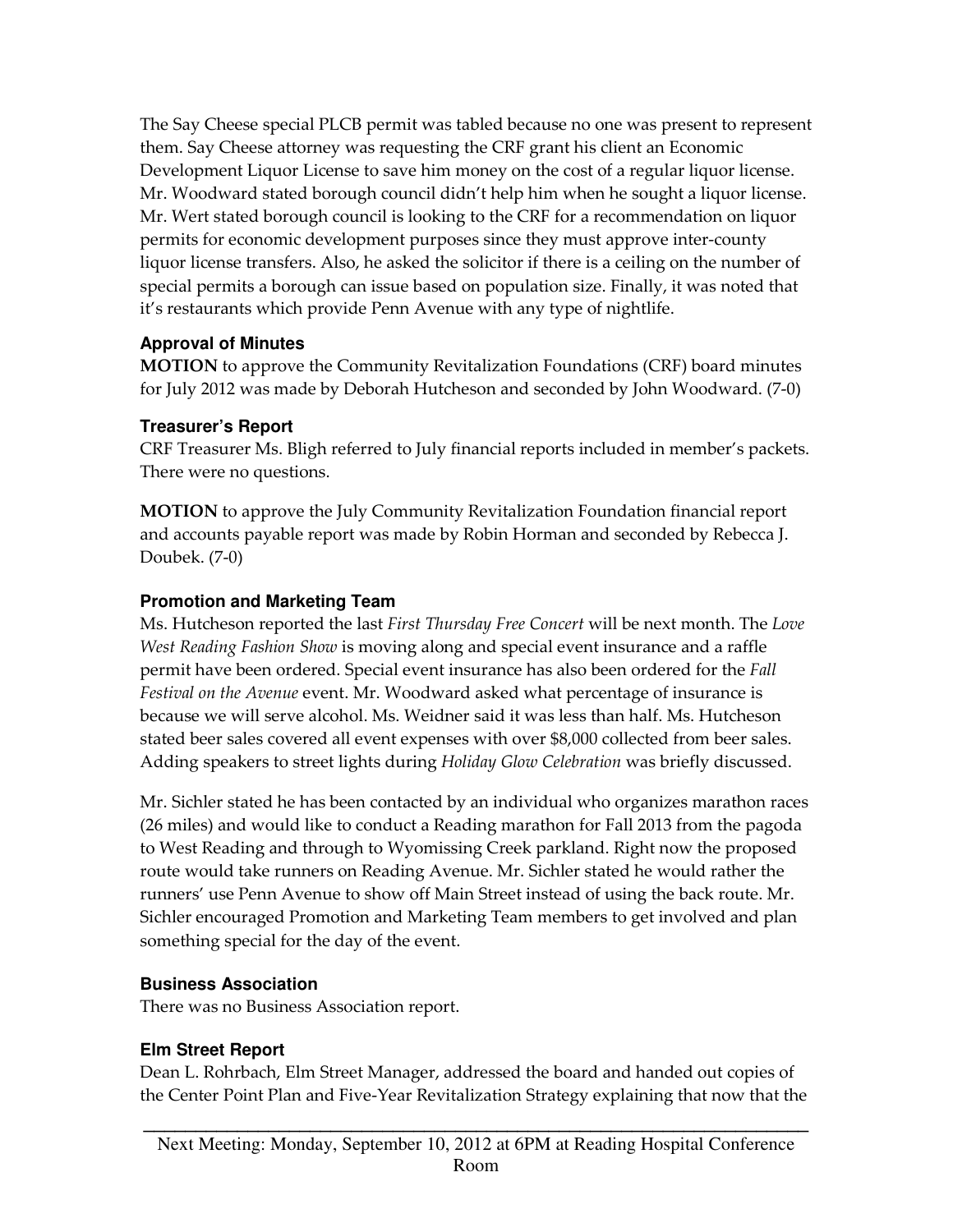The Say Cheese special PLCB permit was tabled because no one was present to represent them. Say Cheese attorney was requesting the CRF grant his client an Economic Development Liquor License to save him money on the cost of a regular liquor license. Mr. Woodward stated borough council didn't help him when he sought a liquor license. Mr. Wert stated borough council is looking to the CRF for a recommendation on liquor permits for economic development purposes since they must approve inter-county liquor license transfers. Also, he asked the solicitor if there is a ceiling on the number of special permits a borough can issue based on population size. Finally, it was noted that it's restaurants which provide Penn Avenue with any type of nightlife.

### Approval of Minutes

**MOTION** to approve the Community Revitalization Foundations (CRF) board minutes for July 2012 was made by Deborah Hutcheson and seconded by John Woodward. (7-0)

### Treasurer's Report

CRF Treasurer Ms. Bligh referred to July financial reports included in member's packets. There were no questions.

**MOTION** to approve the July Community Revitalization Foundation financial report and accounts payable report was made by Robin Horman and seconded by Rebecca J. Doubek. (7-0)

### Promotion and Marketing Team

Ms. Hutcheson reported the last *First Thursday Free Concert* will be next month. The *Love West Reading Fashion Show* is moving along and special event insurance and a raffle permit have been ordered. Special event insurance has also been ordered for the *Fall Festival on the Avenue* event. Mr. Woodward asked what percentage of insurance is because we will serve alcohol. Ms. Weidner said it was less than half. Ms. Hutcheson stated beer sales covered all event expenses with over $8,000 collected from beer sales. Adding speakers to street lights during *Holiday Glow Celebration* was briefly discussed.

Mr. Sichler stated he has been contacted by an individual who organizes marathon races (26 miles) and would like to conduct a Reading marathon for Fall 2013 from the pagoda to West Reading and through to Wyomissing Creek parkland. Right now the proposed route would take runners on Reading Avenue. Mr. Sichler stated he would rather the runners' use Penn Avenue to show off Main Street instead of using the back route. Mr. Sichler encouraged Promotion and Marketing Team members to get involved and plan something special for the day of the event.

### Business Association

There was no Business Association report.

### Elm Street Report

Dean L. Rohrbach, Elm Street Manager, addressed the board and handed out copies of the Center Point Plan and Five-Year Revitalization Strategy explaining that now that the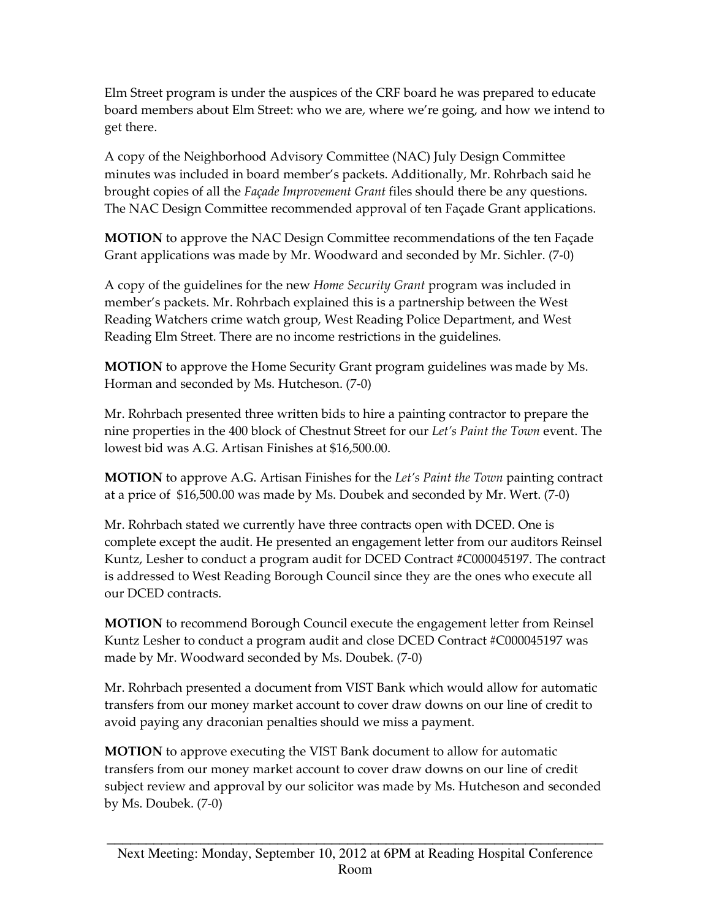Elm Street program is under the auspices of the CRF board he was prepared to educate board members about Elm Street: who we are, where we're going, and how we intend to get there.

A copy of the Neighborhood Advisory Committee (NAC) July Design Committee minutes was included in board member's packets. Additionally, Mr. Rohrbach said he brought copies of all the *Façade Improvement Grant* files should there be any questions. The NAC Design Committee recommended approval of ten Façade Grant applications.

**MOTION** to approve the NAC Design Committee recommendations of the ten Façade Grant applications was made by Mr. Woodward and seconded by Mr. Sichler. (7-0)

A copy of the guidelines for the new *Home Security Grant* program was included in member's packets. Mr. Rohrbach explained this is a partnership between the West Reading Watchers crime watch group, West Reading Police Department, and West Reading Elm Street. There are no income restrictions in the guidelines.

**MOTION** to approve the Home Security Grant program guidelines was made by Ms. Horman and seconded by Ms. Hutcheson. (7-0)

Mr. Rohrbach presented three written bids to hire a painting contractor to prepare the nine properties in the 400 block of Chestnut Street for our *Let's Paint the Town* event. The lowest bid was A.G. Artisan Finishes at $16,500.00.

**MOTION** to approve A.G. Artisan Finishes for the *Let's Paint the Town* painting contract at a price of $16,500.00 was made by Ms. Doubek and seconded by Mr. Wert. (7-0)

Mr. Rohrbach stated we currently have three contracts open with DCED. One is complete except the audit. He presented an engagement letter from our auditors Reinsel Kuntz, Lesher to conduct a program audit for DCED Contract #C000045197. The contract is addressed to West Reading Borough Council since they are the ones who execute all our DCED contracts.

**MOTION** to recommend Borough Council execute the engagement letter from Reinsel Kuntz Lesher to conduct a program audit and close DCED Contract #C000045197 was made by Mr. Woodward seconded by Ms. Doubek. (7-0)

Mr. Rohrbach presented a document from VIST Bank which would allow for automatic transfers from our money market account to cover draw downs on our line of credit to avoid paying any draconian penalties should we miss a payment.

**MOTION** to approve executing the VIST Bank document to allow for automatic transfers from our money market account to cover draw downs on our line of credit subject review and approval by our solicitor was made by Ms. Hutcheson and seconded by Ms. Doubek. (7-0)

---

Next Meeting: Monday, September 10, 2012 at 6PM at Reading Hospital Conference Room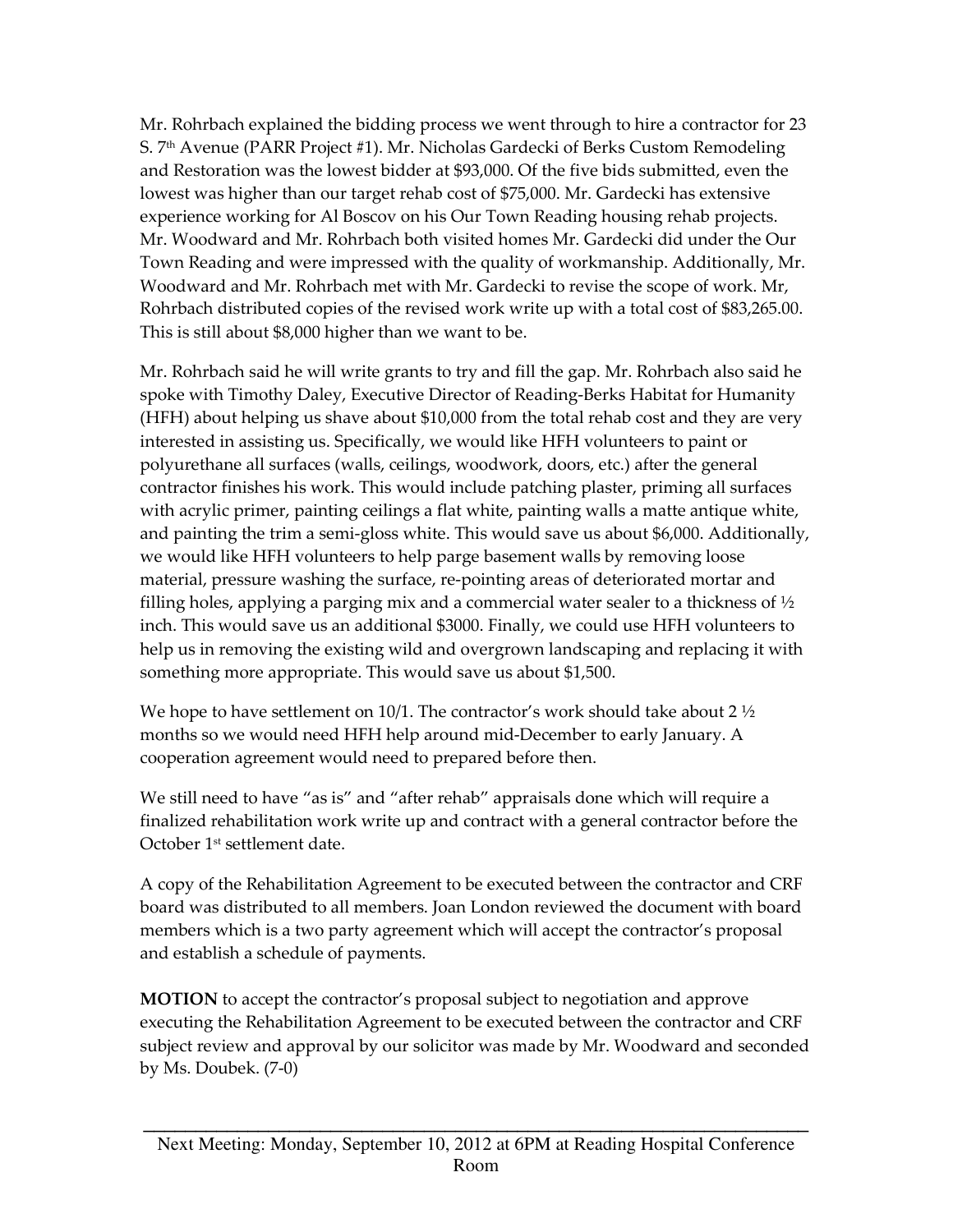Mr. Rohrbach explained the bidding process we went through to hire a contractor for 23 S. 7th Avenue (PARR Project #1). Mr. Nicholas Gardecki of Berks Custom Remodeling and Restoration was the lowest bidder at $93,000. Of the five bids submitted, even the lowest was higher than our target rehab cost of $75,000. Mr. Gardecki has extensive experience working for Al Boscov on his Our Town Reading housing rehab projects. Mr. Woodward and Mr. Rohrbach both visited homes Mr. Gardecki did under the Our Town Reading and were impressed with the quality of workmanship. Additionally, Mr. Woodward and Mr. Rohrbach met with Mr. Gardecki to revise the scope of work. Mr, Rohrbach distributed copies of the revised work write up with a total cost of $83,265.00. This is still about $8,000 higher than we want to be.

Mr. Rohrbach said he will write grants to try and fill the gap. Mr. Rohrbach also said he spoke with Timothy Daley, Executive Director of Reading-Berks Habitat for Humanity (HFH) about helping us shave about $10,000 from the total rehab cost and they are very interested in assisting us. Specifically, we would like HFH volunteers to paint or polyurethane all surfaces (walls, ceilings, woodwork, doors, etc.) after the general contractor finishes his work. This would include patching plaster, priming all surfaces with acrylic primer, painting ceilings a flat white, painting walls a matte antique white, and painting the trim a semi-gloss white. This would save us about $6,000. Additionally, we would like HFH volunteers to help parge basement walls by removing loose material, pressure washing the surface, re-pointing areas of deteriorated mortar and filling holes, applying a parging mix and a commercial water sealer to a thickness of ½ inch. This would save us an additional $3000. Finally, we could use HFH volunteers to help us in removing the existing wild and overgrown landscaping and replacing it with something more appropriate. This would save us about $1,500.

We hope to have settlement on 10/1. The contractor's work should take about 2 ½ months so we would need HFH help around mid-December to early January. A cooperation agreement would need to prepared before then.

We still need to have "as is" and "after rehab" appraisals done which will require a finalized rehabilitation work write up and contract with a general contractor before the October 1st settlement date.

A copy of the Rehabilitation Agreement to be executed between the contractor and CRF board was distributed to all members. Joan London reviewed the document with board members which is a two party agreement which will accept the contractor's proposal and establish a schedule of payments.

**MOTION** to accept the contractor's proposal subject to negotiation and approve executing the Rehabilitation Agreement to be executed between the contractor and CRF subject review and approval by our solicitor was made by Mr. Woodward and seconded by Ms. Doubek. (7-0)

Next Meeting: Monday, September 10, 2012 at 6PM at Reading Hospital Conference Room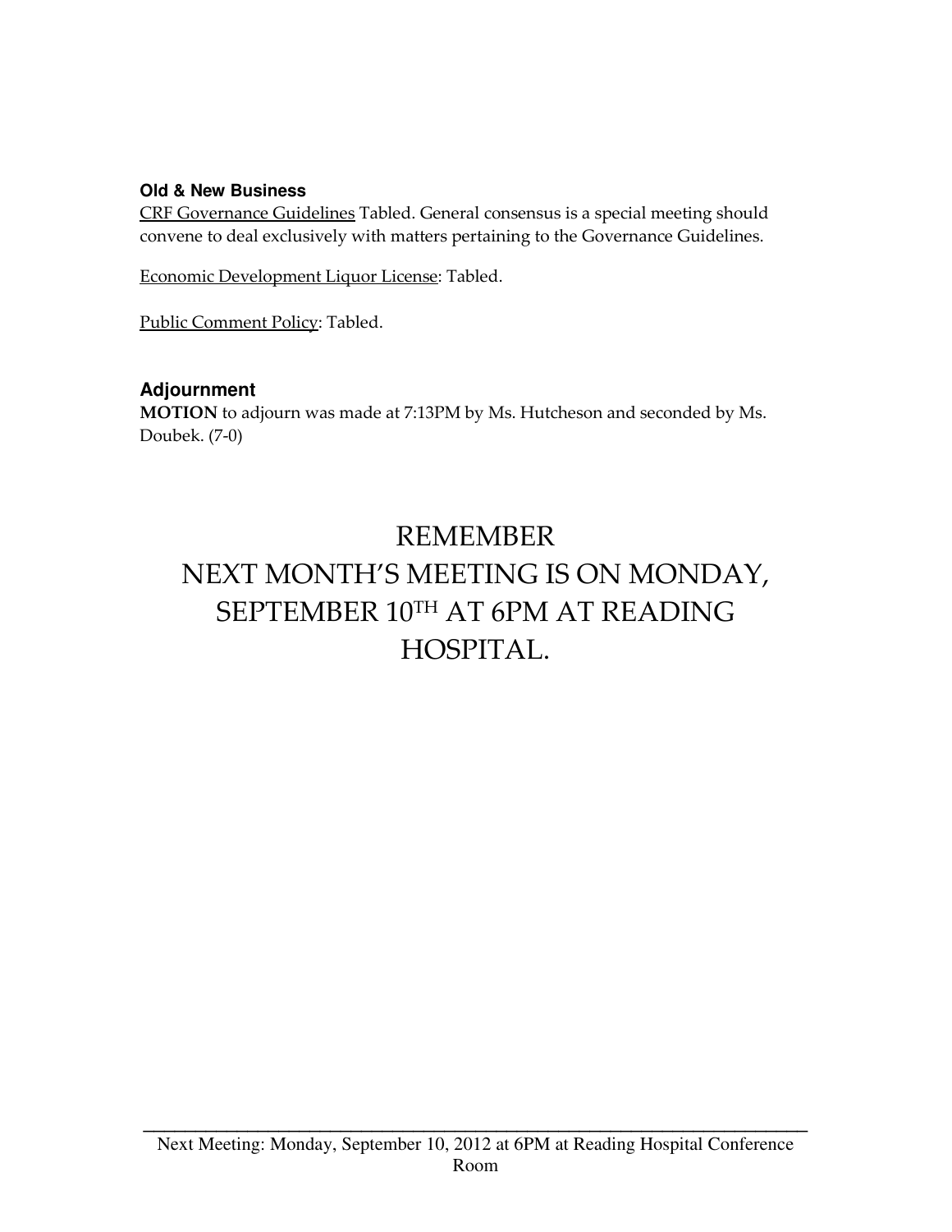### Old & New Business

CRF Governance Guidelines Tabled. General consensus is a special meeting should convene to deal exclusively with matters pertaining to the Governance Guidelines.

Economic Development Liquor License: Tabled.

Public Comment Policy: Tabled.

### Adjournment

**MOTION** to adjourn was made at 7:13PM by Ms. Hutcheson and seconded by Ms. Doubek. (7-0)

REMEMBER

NEXT MONTH'S MEETING IS ON MONDAY, SEPTEMBER 10TH AT 6PM AT READING HOSPITAL.

Next Meeting: Monday, September 10, 2012 at 6PM at Reading Hospital Conference Room